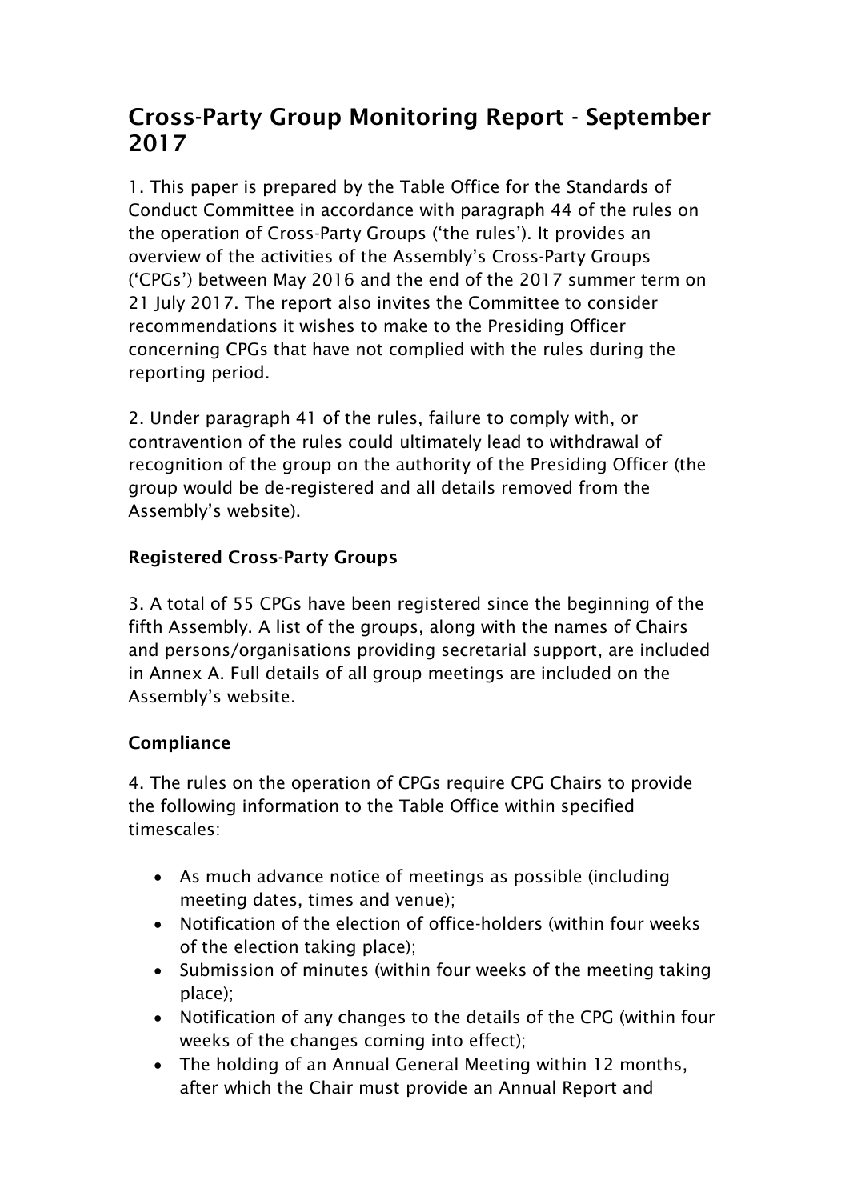# Cross-Party Group Monitoring Report - September 2017

1. This paper is prepared by the Table Office for the Standards of Conduct Committee in accordance with paragraph 44 of the rules on the operation of Cross-Party Groups ('the rules'). It provides an overview of the activities of the Assembly's Cross-Party Groups ('CPGs') between May 2016 and the end of the 2017 summer term on 21 July 2017. The report also invites the Committee to consider recommendations it wishes to make to the Presiding Officer concerning CPGs that have not complied with the rules during the reporting period.

2. Under paragraph 41 of the rules, failure to comply with, or contravention of the rules could ultimately lead to withdrawal of recognition of the group on the authority of the Presiding Officer (the group would be de-registered and all details removed from the Assembly's website).

**Registered Cross-Party Groups**

3. A total of 55 CPGs have been registered since the beginning of the fifth Assembly. A list of the groups, along with the names of Chairs and persons/organisations providing secretarial support, are included in Annex A. Full details of all group meetings are included on the Assembly's website.

**Compliance**

4. The rules on the operation of CPGs require CPG Chairs to provide the following information to the Table Office within specified timescales:

- As much advance notice of meetings as possible (including meeting dates, times and venue);
- Notification of the election of office-holders (within four weeks of the election taking place);
- Submission of minutes (within four weeks of the meeting taking place);
- Notification of any changes to the details of the CPG (within four weeks of the changes coming into effect);
- The holding of an Annual General Meeting within 12 months, after which the Chair must provide an Annual Report and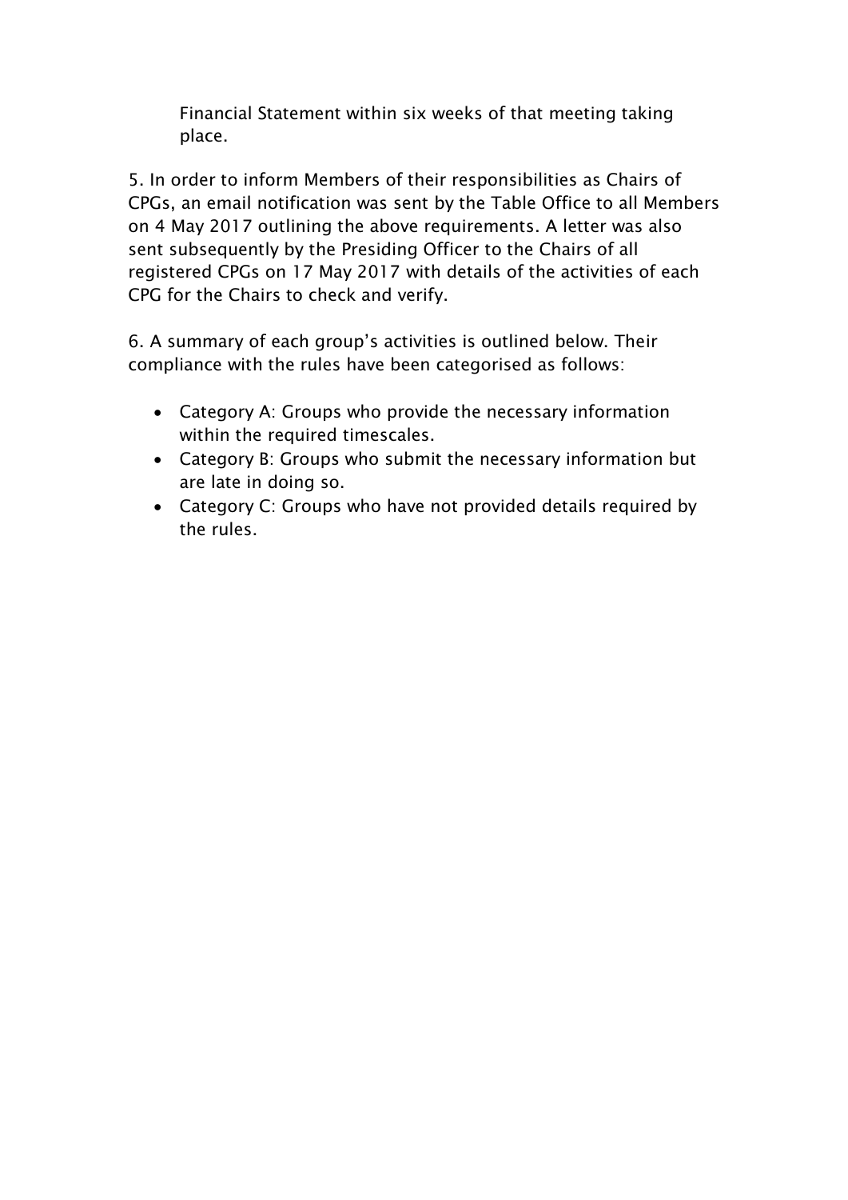Financial Statement within six weeks of that meeting taking place.

5. In order to inform Members of their responsibilities as Chairs of CPGs, an email notification was sent by the Table Office to all Members on 4 May 2017 outlining the above requirements. A letter was also sent subsequently by the Presiding Officer to the Chairs of all registered CPGs on 17 May 2017 with details of the activities of each CPG for the Chairs to check and verify.

6. A summary of each group's activities is outlined below. Their compliance with the rules have been categorised as follows:

- Category A: Groups who provide the necessary information within the required timescales.
- Category B: Groups who submit the necessary information but are late in doing so.
- Category C: Groups who have not provided details required by the rules.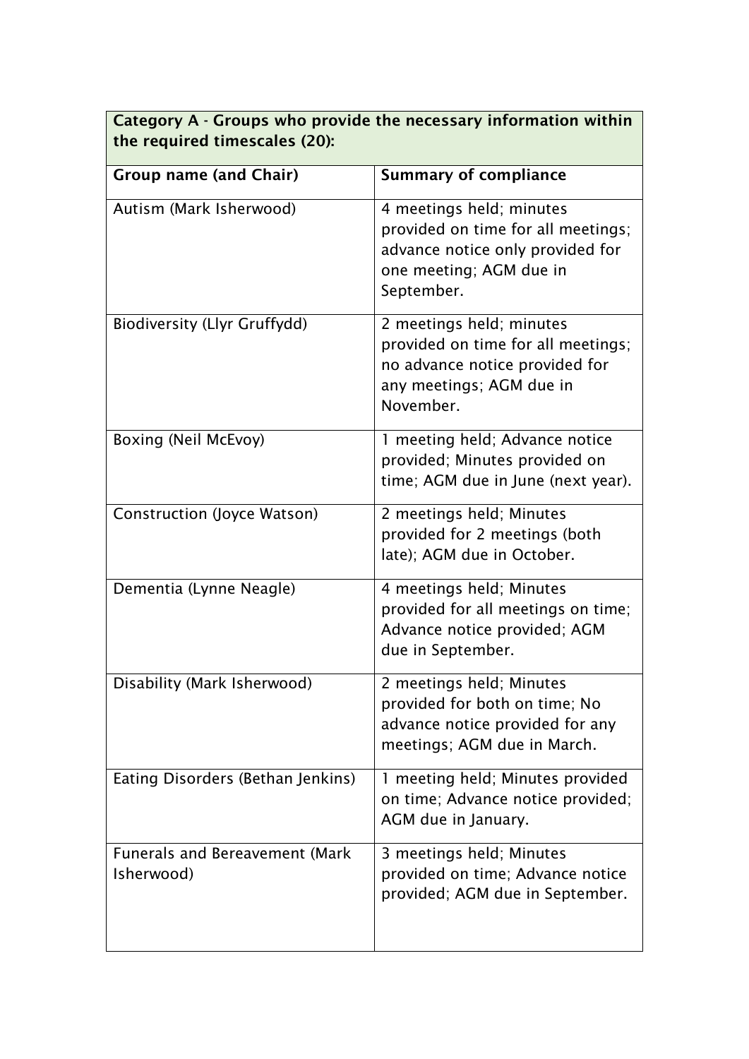**Category A - Groups who provide the necessary information within the required timescales (20):**

| Group name (and Chair) | Summary of compliance |
|---|---|
| Autism (Mark Isherwood) | 4 meetings held; minutes provided on time for all meetings; advance notice only provided for one meeting; AGM due in September. |
| Biodiversity (Llyr Gruffydd) | 2 meetings held; minutes provided on time for all meetings; no advance notice provided for any meetings; AGM due in November. |
| Boxing (Neil McEvoy) | 1 meeting held; Advance notice provided; Minutes provided on time; AGM due in June (next year). |
| Construction (Joyce Watson) | 2 meetings held; Minutes provided for 2 meetings (both late); AGM due in October. |
| Dementia (Lynne Neagle) | 4 meetings held; Minutes provided for all meetings on time; Advance notice provided; AGM due in September. |
| Disability (Mark Isherwood) | 2 meetings held; Minutes provided for both on time; No advance notice provided for any meetings; AGM due in March. |
| Eating Disorders (Bethan Jenkins) | 1 meeting held; Minutes provided on time; Advance notice provided; AGM due in January. |
| Funerals and Bereavement (Mark Isherwood) | 3 meetings held; Minutes provided on time; Advance notice provided; AGM due in September. |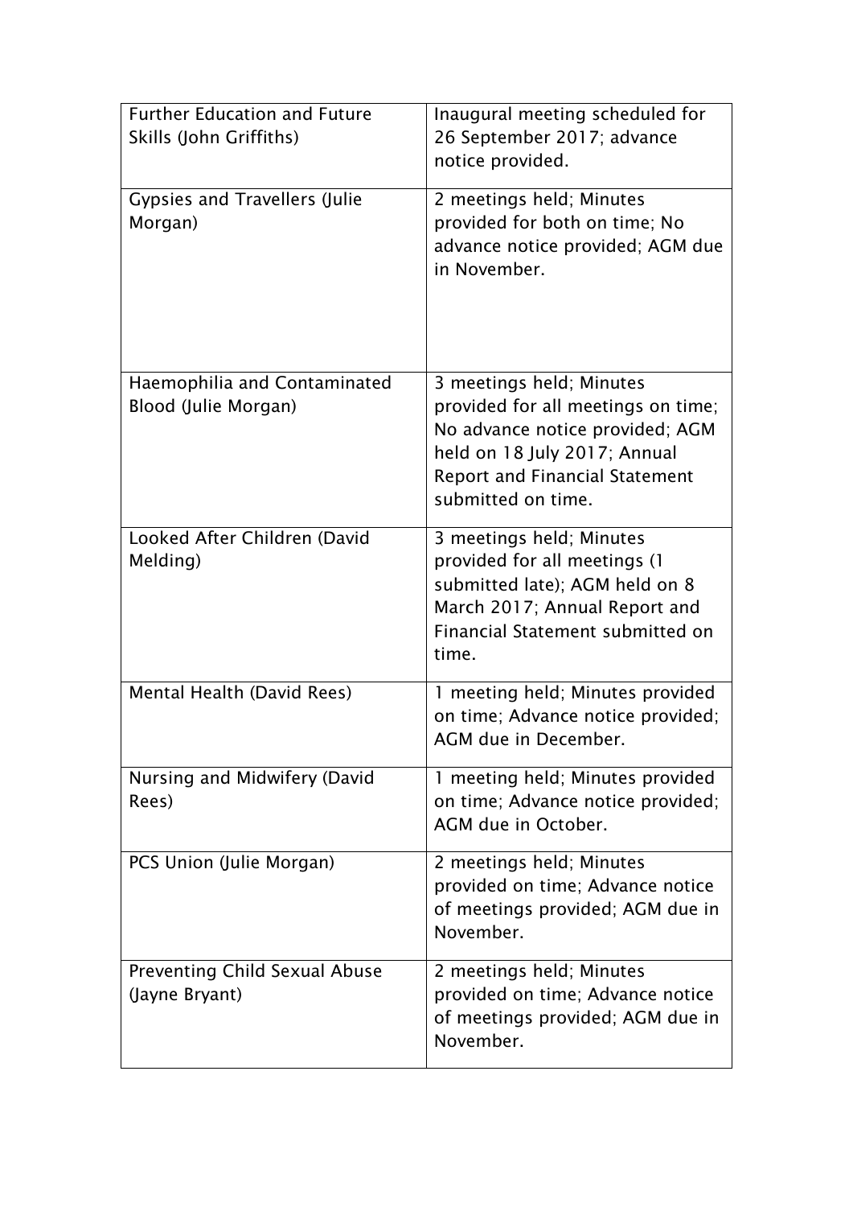| | |
|---|---|
| Further Education and Future Skills (John Griffiths) | Inaugural meeting scheduled for 26 September 2017; advance notice provided. |
| Gypsies and Travellers (Julie Morgan) | 2 meetings held; Minutes provided for both on time; No advance notice provided; AGM due in November. |
| Haemophilia and Contaminated Blood (Julie Morgan) | 3 meetings held; Minutes provided for all meetings on time; No advance notice provided; AGM held on 18 July 2017; Annual Report and Financial Statement submitted on time. |
| Looked After Children (David Melding) | 3 meetings held; Minutes provided for all meetings (1 submitted late); AGM held on 8 March 2017; Annual Report and Financial Statement submitted on time. |
| Mental Health (David Rees) | 1 meeting held; Minutes provided on time; Advance notice provided; AGM due in December. |
| Nursing and Midwifery (David Rees) | 1 meeting held; Minutes provided on time; Advance notice provided; AGM due in October. |
| PCS Union (Julie Morgan) | 2 meetings held; Minutes provided on time; Advance notice of meetings provided; AGM due in November. |
| Preventing Child Sexual Abuse (Jayne Bryant) | 2 meetings held; Minutes provided on time; Advance notice of meetings provided; AGM due in November. |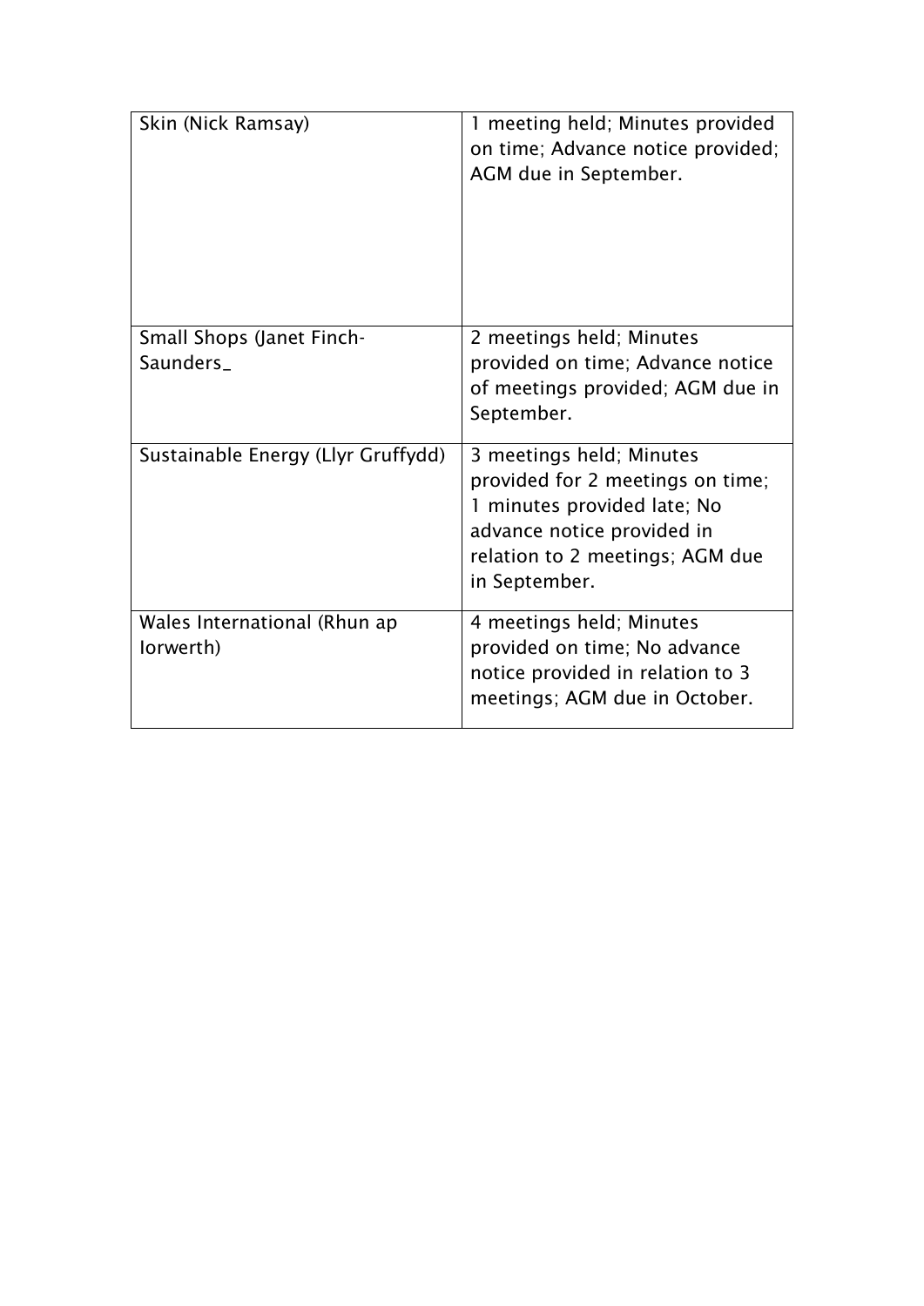| | |
|---|---|
| Skin (Nick Ramsay) | 1 meeting held; Minutes provided on time; Advance notice provided; AGM due in September. |
| Small Shops (Janet Finch-Saunders_ | 2 meetings held; Minutes provided on time; Advance notice of meetings provided; AGM due in September. |
| Sustainable Energy (Llyr Gruffydd) | 3 meetings held; Minutes provided for 2 meetings on time; 1 minutes provided late; No advance notice provided in relation to 2 meetings; AGM due in September. |
| Wales International (Rhun ap Iorwerth) | 4 meetings held; Minutes provided on time; No advance notice provided in relation to 3 meetings; AGM due in October. |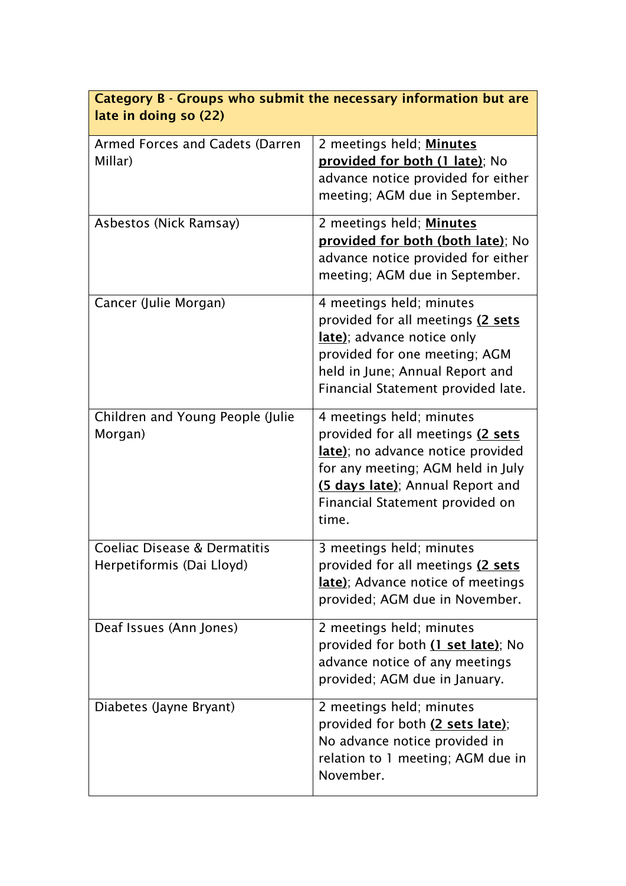| Category B - Groups who submit the necessary information but are late in doing so (22) | |
|---|---|
| Armed Forces and Cadets (Darren Millar) | 2 meetings held; **Minutes provided for both (1 late)**; No advance notice provided for either meeting; AGM due in September. |
| Asbestos (Nick Ramsay) | 2 meetings held; **Minutes provided for both (both late)**; No advance notice provided for either meeting; AGM due in September. |
| Cancer (Julie Morgan) | 4 meetings held; minutes provided for all meetings **(2 sets late)**; advance notice only provided for one meeting; AGM held in June; Annual Report and Financial Statement provided late. |
| Children and Young People (Julie Morgan) | 4 meetings held; minutes provided for all meetings **(2 sets late)**; no advance notice provided for any meeting; AGM held in July **(5 days late)**; Annual Report and Financial Statement provided on time. |
| Coeliac Disease & Dermatitis Herpetiformis (Dai Lloyd) | 3 meetings held; minutes provided for all meetings **(2 sets late)**; Advance notice of meetings provided; AGM due in November. |
| Deaf Issues (Ann Jones) | 2 meetings held; minutes provided for both **(1 set late)**; No advance notice of any meetings provided; AGM due in January. |
| Diabetes (Jayne Bryant) | 2 meetings held; minutes provided for both **(2 sets late)**; No advance notice provided in relation to 1 meeting; AGM due in November. |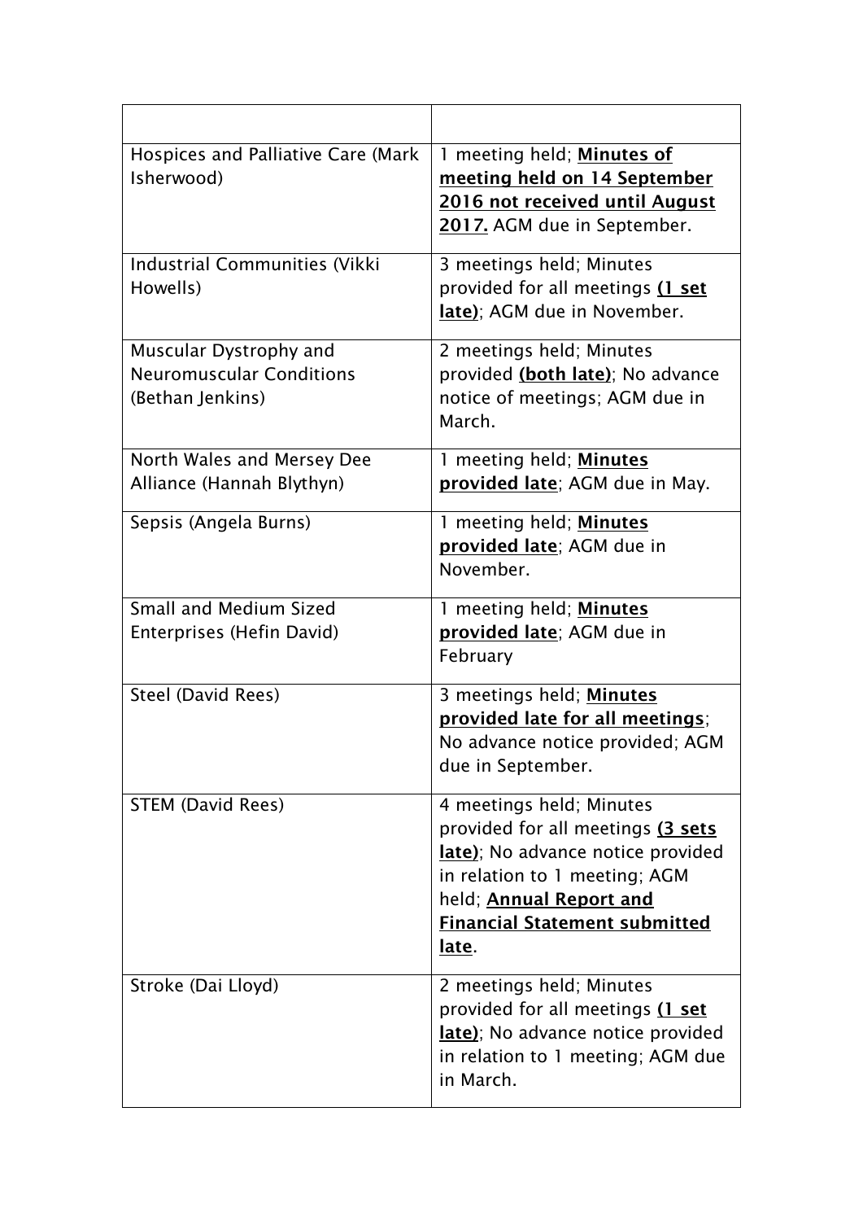| | |
|---|---|
| Hospices and Palliative Care (Mark Isherwood) | 1 meeting held; **Minutes of meeting held on 14 September 2016 not received until August 2017.** AGM due in September. |
| Industrial Communities (Vikki Howells) | 3 meetings held; Minutes provided for all meetings **(1 set late)**; AGM due in November. |
| Muscular Dystrophy and Neuromuscular Conditions (Bethan Jenkins) | 2 meetings held; Minutes provided **(both late)**; No advance notice of meetings; AGM due in March. |
| North Wales and Mersey Dee Alliance (Hannah Blythyn) | 1 meeting held; **Minutes provided late**; AGM due in May. |
| Sepsis (Angela Burns) | 1 meeting held; **Minutes provided late**; AGM due in November. |
| Small and Medium Sized Enterprises (Hefin David) | 1 meeting held; **Minutes provided late**; AGM due in February |
| Steel (David Rees) | 3 meetings held; **Minutes provided late for all meetings**; No advance notice provided; AGM due in September. |
| STEM (David Rees) | 4 meetings held; Minutes provided for all meetings **(3 sets late)**; No advance notice provided in relation to 1 meeting; AGM held; **Annual Report and Financial Statement submitted late**. |
| Stroke (Dai Lloyd) | 2 meetings held; Minutes provided for all meetings **(1 set late)**; No advance notice provided in relation to 1 meeting; AGM due in March. |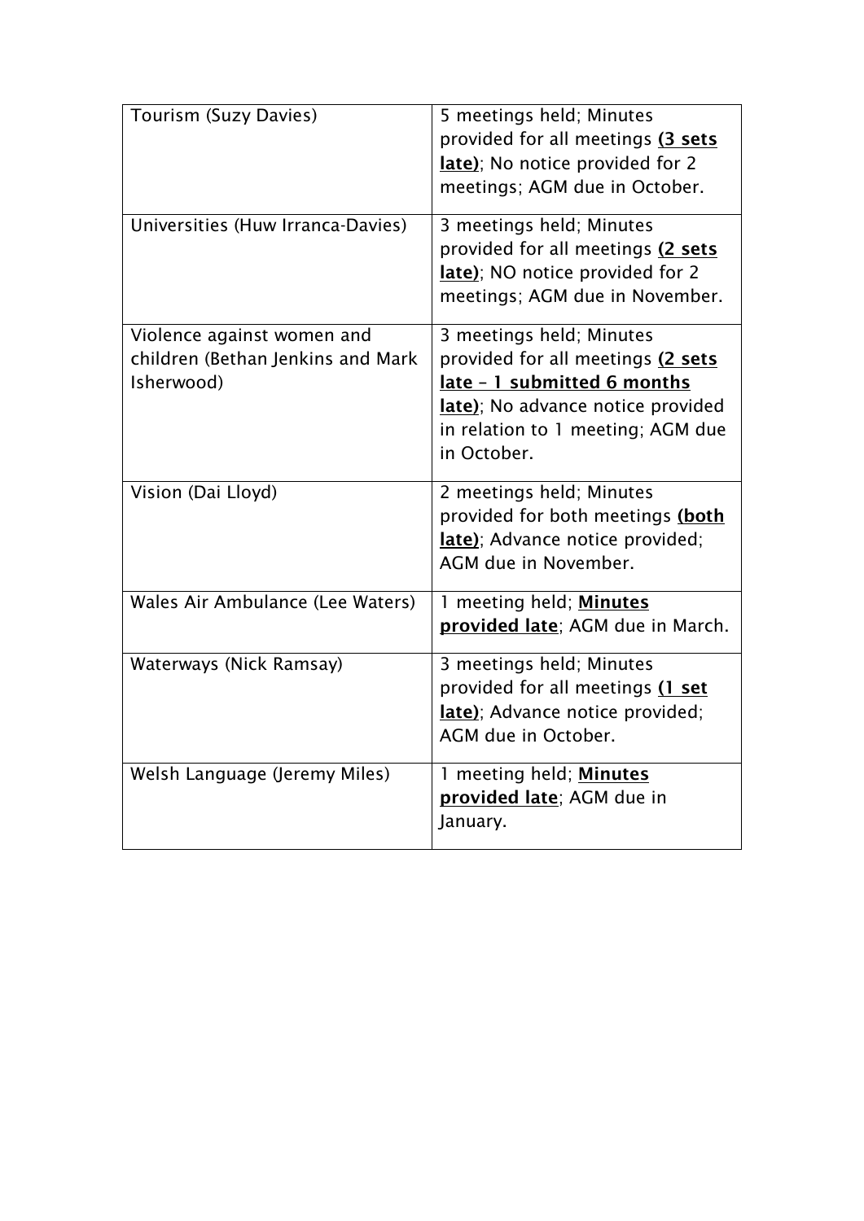| | |
|---|---|
| Tourism (Suzy Davies) | 5 meetings held; Minutes provided for all meetings **(3 sets late)**; No notice provided for 2 meetings; AGM due in October. |
| Universities (Huw Irranca-Davies) | 3 meetings held; Minutes provided for all meetings **(2 sets late)**; NO notice provided for 2 meetings; AGM due in November. |
| Violence against women and children (Bethan Jenkins and Mark Isherwood) | 3 meetings held; Minutes provided for all meetings **(2 sets late – 1 submitted 6 months late)**; No advance notice provided in relation to 1 meeting; AGM due in October. |
| Vision (Dai Lloyd) | 2 meetings held; Minutes provided for both meetings **(both late)**; Advance notice provided; AGM due in November. |
| Wales Air Ambulance (Lee Waters) | 1 meeting held; **Minutes provided late**; AGM due in March. |
| Waterways (Nick Ramsay) | 3 meetings held; Minutes provided for all meetings **(1 set late)**; Advance notice provided; AGM due in October. |
| Welsh Language (Jeremy Miles) | 1 meeting held; **Minutes provided late**; AGM due in January. |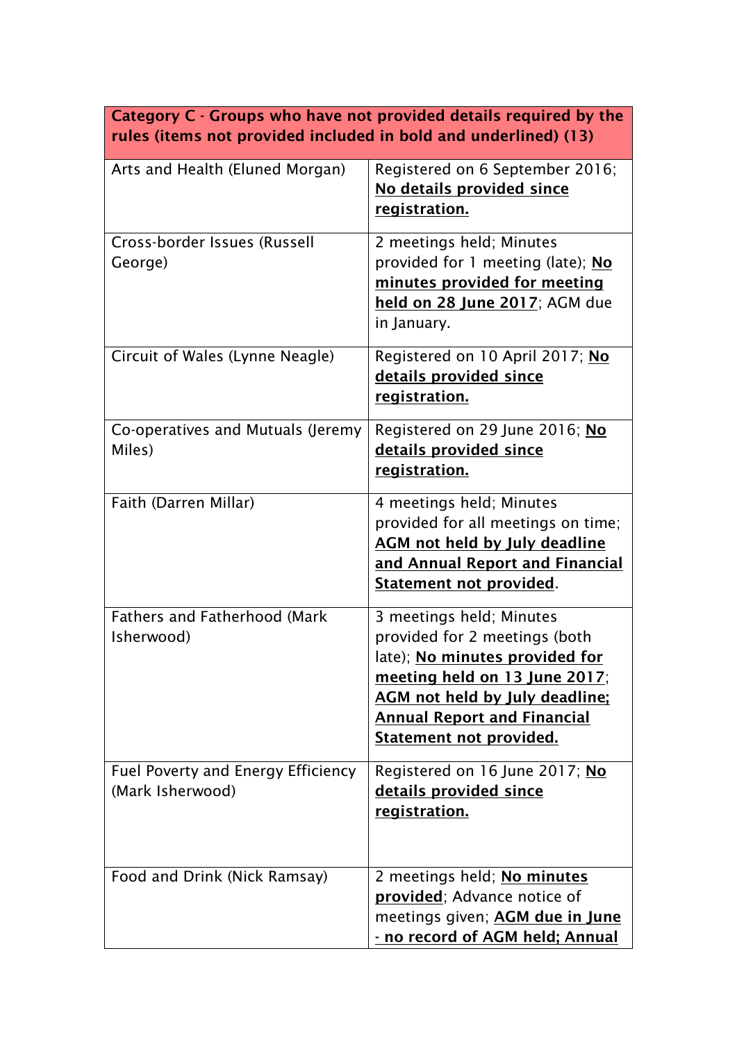| **Category C - Groups who have not provided details required by the rules (items not provided included in bold and underlined) (13)** | |
|---|---|
| Arts and Health (Eluned Morgan) | Registered on 6 September 2016; **<u>No details provided since registration.</u>** |
| Cross-border Issues (Russell George) | 2 meetings held; Minutes provided for 1 meeting (late); **<u>No minutes provided for meeting held on 28 June 2017</u>**; AGM due in January. |
| Circuit of Wales (Lynne Neagle) | Registered on 10 April 2017; **<u>No details provided since registration.</u>** |
| Co-operatives and Mutuals (Jeremy Miles) | Registered on 29 June 2016; **<u>No details provided since registration.</u>** |
| Faith (Darren Millar) | 4 meetings held; Minutes provided for all meetings on time; **<u>AGM not held by July deadline and Annual Report and Financial Statement not provided</u>**. |
| Fathers and Fatherhood (Mark Isherwood) | 3 meetings held; Minutes provided for 2 meetings (both late); **<u>No minutes provided for meeting held on 13 June 2017</u>**; **<u>AGM not held by July deadline; Annual Report and Financial Statement not provided.</u>** |
| Fuel Poverty and Energy Efficiency (Mark Isherwood) | Registered on 16 June 2017; **<u>No details provided since registration.</u>** |
| Food and Drink (Nick Ramsay) | 2 meetings held; **<u>No minutes provided</u>**; Advance notice of meetings given; **<u>AGM due in June - no record of AGM held; Annual</u>** |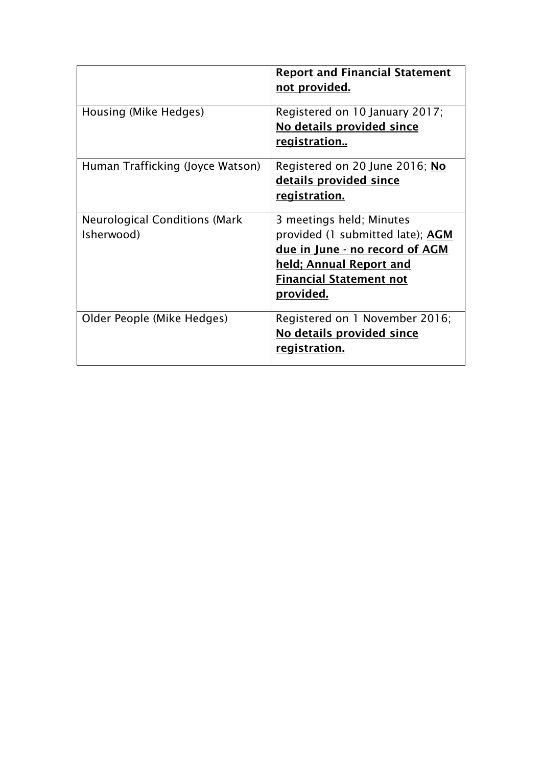| | |
|---|---|
| | **Report and Financial Statement not provided.** |
| Housing (Mike Hedges) | Registered on 10 January 2017; **No details provided since registration..** |
| Human Trafficking (Joyce Watson) | Registered on 20 June 2016; **No details provided since registration.** |
| Neurological Conditions (Mark Isherwood) | 3 meetings held; Minutes provided (1 submitted late); **AGM due in June - no record of AGM held; Annual Report and Financial Statement not provided.** |
| Older People (Mike Hedges) | Registered on 1 November 2016; **No details provided since registration.** |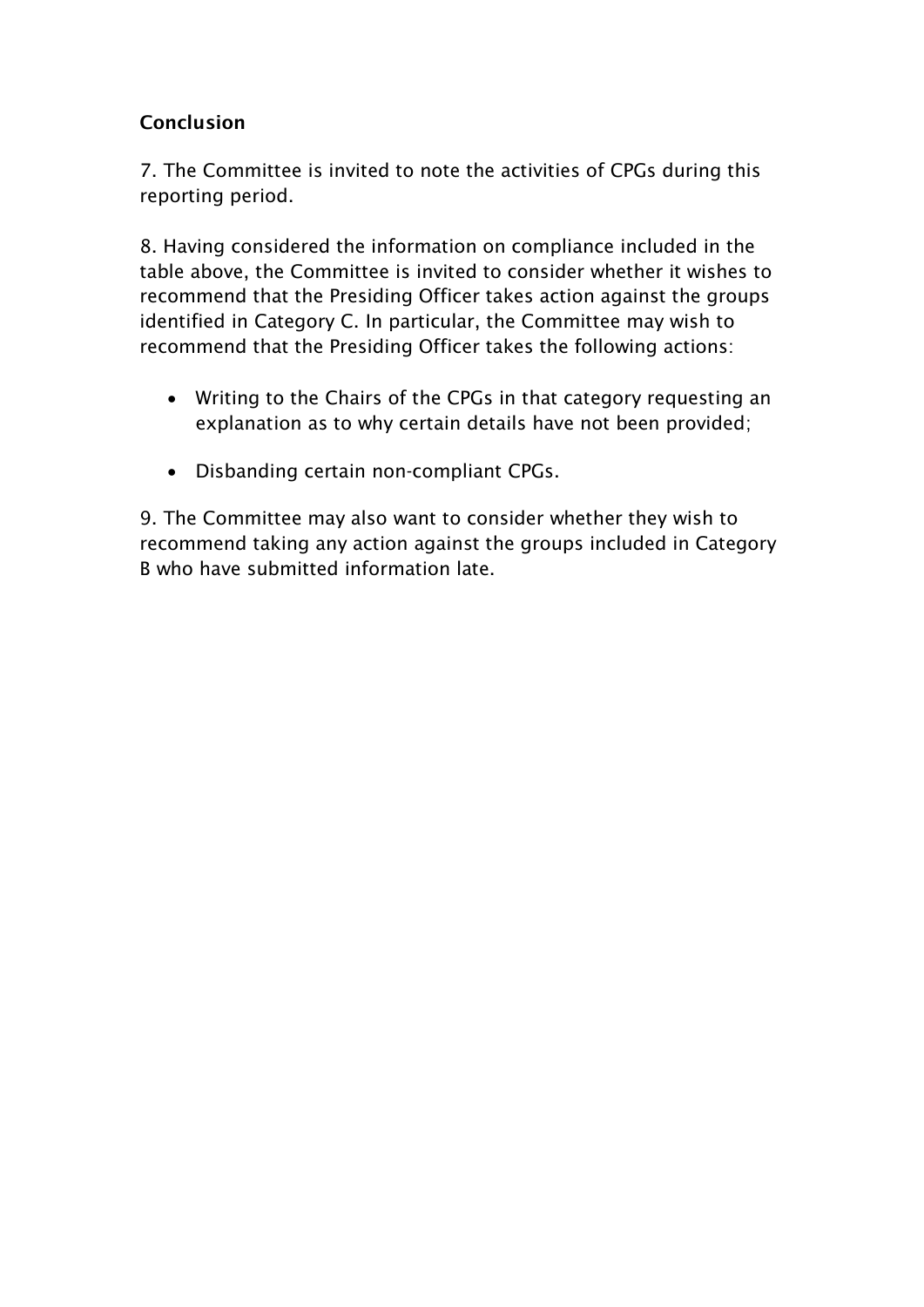**Conclusion**

7. The Committee is invited to note the activities of CPGs during this reporting period.

8. Having considered the information on compliance included in the table above, the Committee is invited to consider whether it wishes to recommend that the Presiding Officer takes action against the groups identified in Category C. In particular, the Committee may wish to recommend that the Presiding Officer takes the following actions:

- Writing to the Chairs of the CPGs in that category requesting an explanation as to why certain details have not been provided;
- Disbanding certain non-compliant CPGs.

9. The Committee may also want to consider whether they wish to recommend taking any action against the groups included in Category B who have submitted information late.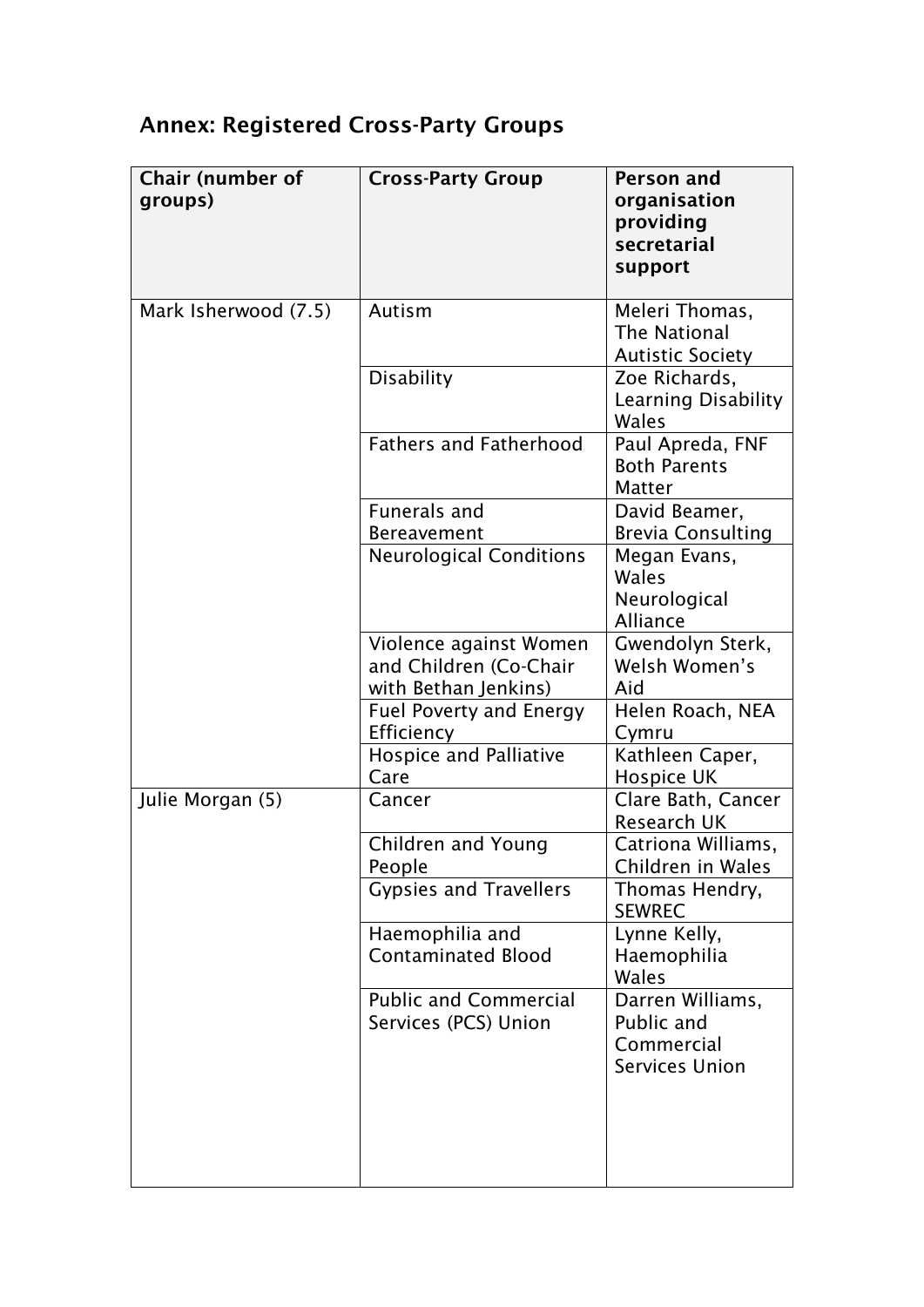## Annex: Registered Cross-Party Groups

| Chair (number of groups) | Cross-Party Group | Person and organisation providing secretarial support |
|---|---|---|
| Mark Isherwood (7.5) | Autism | Meleri Thomas, The National Autistic Society |
| | Disability | Zoe Richards, Learning Disability Wales |
| | Fathers and Fatherhood | Paul Apreda, FNF Both Parents Matter |
| | Funerals and Bereavement | David Beamer, Brevia Consulting |
| | Neurological Conditions | Megan Evans, Wales Neurological Alliance |
| | Violence against Women and Children (Co-Chair with Bethan Jenkins) | Gwendolyn Sterk, Welsh Women's Aid |
| | Fuel Poverty and Energy Efficiency | Helen Roach, NEA Cymru |
| | Hospice and Palliative Care | Kathleen Caper, Hospice UK |
| Julie Morgan (5) | Cancer | Clare Bath, Cancer Research UK |
| | Children and Young People | Catriona Williams, Children in Wales |
| | Gypsies and Travellers | Thomas Hendry, SEWREC |
| | Haemophilia and Contaminated Blood | Lynne Kelly, Haemophilia Wales |
| | Public and Commercial Services (PCS) Union | Darren Williams, Public and Commercial Services Union |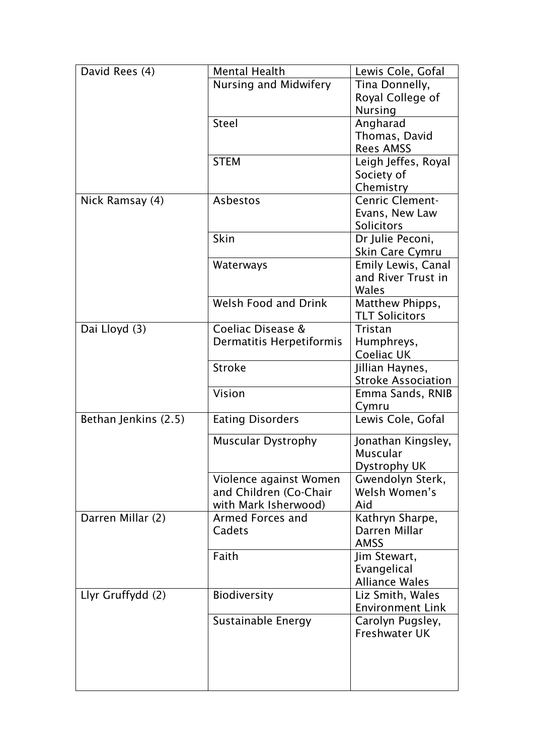| David Rees (4) | Mental Health | Lewis Cole, Gofal |
|---|---|---|
| | Nursing and Midwifery | Tina Donnelly, Royal College of Nursing |
| | Steel | Angharad Thomas, David Rees AMSS |
| | STEM | Leigh Jeffes, Royal Society of Chemistry |
| Nick Ramsay (4) | Asbestos | Cenric Clement-Evans, New Law Solicitors |
| | Skin | Dr Julie Peconi, Skin Care Cymru |
| | Waterways | Emily Lewis, Canal and River Trust in Wales |
| | Welsh Food and Drink | Matthew Phipps, TLT Solicitors |
| Dai Lloyd (3) | Coeliac Disease & Dermatitis Herpetiformis | Tristan Humphreys, Coeliac UK |
| | Stroke | Jillian Haynes, Stroke Association |
| | Vision | Emma Sands, RNIB Cymru |
| Bethan Jenkins (2.5) | Eating Disorders | Lewis Cole, Gofal |
| | Muscular Dystrophy | Jonathan Kingsley, Muscular Dystrophy UK |
| | Violence against Women and Children (Co-Chair with Mark Isherwood) | Gwendolyn Sterk, Welsh Women's Aid |
| Darren Millar (2) | Armed Forces and Cadets | Kathryn Sharpe, Darren Millar AMSS |
| | Faith | Jim Stewart, Evangelical Alliance Wales |
| Llyr Gruffydd (2) | Biodiversity | Liz Smith, Wales Environment Link |
| | Sustainable Energy | Carolyn Pugsley, Freshwater UK |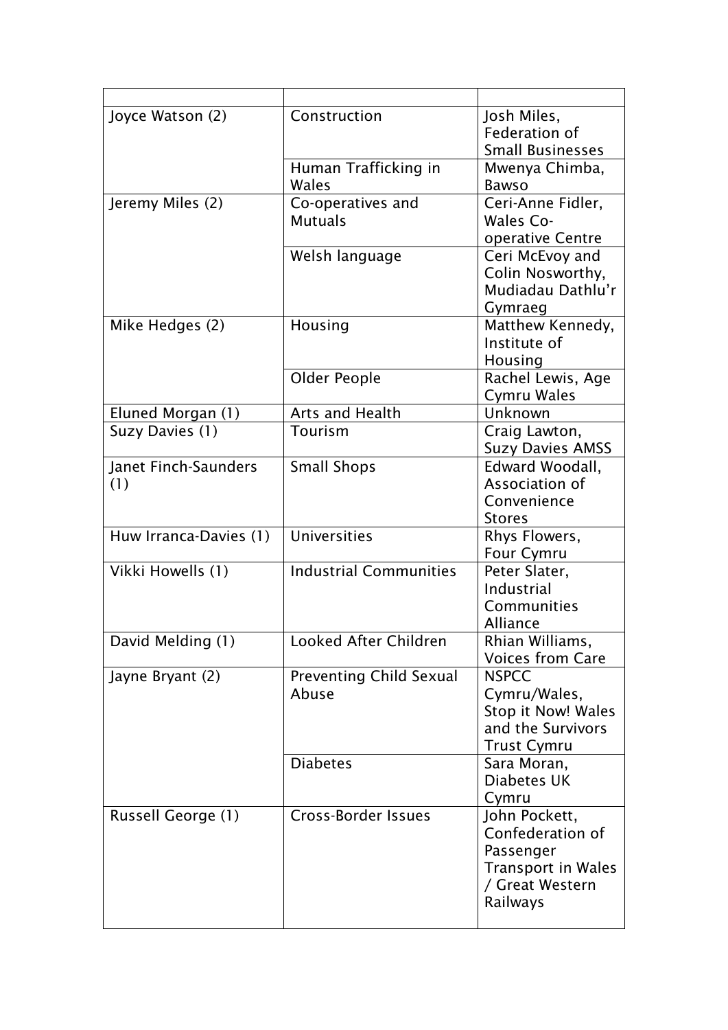| | | |
|---|---|---|
| Joyce Watson (2) | Construction | Josh Miles, Federation of Small Businesses |
| | Human Trafficking in Wales | Mwenya Chimba, Bawso |
| Jeremy Miles (2) | Co-operatives and Mutuals | Ceri-Anne Fidler, Wales Co-operative Centre |
| | Welsh language | Ceri McEvoy and Colin Nosworthy, Mudiadau Dathlu'r Gymraeg |
| Mike Hedges (2) | Housing | Matthew Kennedy, Institute of Housing |
| | Older People | Rachel Lewis, Age Cymru Wales |
| Eluned Morgan (1) | Arts and Health | Unknown |
| Suzy Davies (1) | Tourism | Craig Lawton, Suzy Davies AMSS |
| Janet Finch-Saunders (1) | Small Shops | Edward Woodall, Association of Convenience Stores |
| Huw Irranca-Davies (1) | Universities | Rhys Flowers, Four Cymru |
| Vikki Howells (1) | Industrial Communities | Peter Slater, Industrial Communities Alliance |
| David Melding (1) | Looked After Children | Rhian Williams, Voices from Care |
| Jayne Bryant (2) | Preventing Child Sexual Abuse | NSPCC Cymru/Wales, Stop it Now! Wales and the Survivors Trust Cymru |
| | Diabetes | Sara Moran, Diabetes UK Cymru |
| Russell George (1) | Cross-Border Issues | John Pockett, Confederation of Passenger Transport in Wales / Great Western Railways |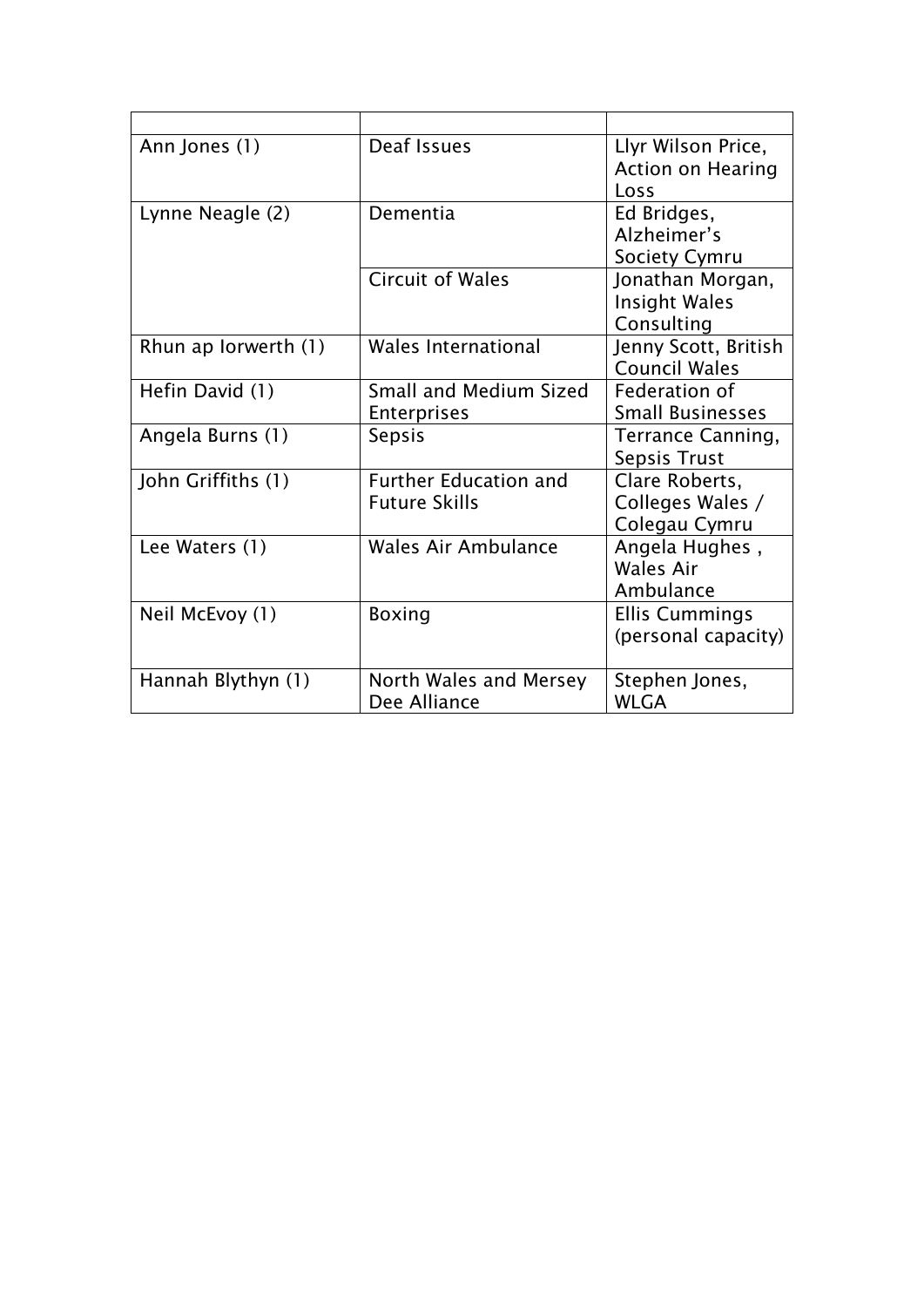| | | |
|---|---|---|
| Ann Jones (1) | Deaf Issues | Llyr Wilson Price, Action on Hearing Loss |
| Lynne Neagle (2) | Dementia | Ed Bridges, Alzheimer's Society Cymru |
| | Circuit of Wales | Jonathan Morgan, Insight Wales Consulting |
| Rhun ap Iorwerth (1) | Wales International | Jenny Scott, British Council Wales |
| Hefin David (1) | Small and Medium Sized Enterprises | Federation of Small Businesses |
| Angela Burns (1) | Sepsis | Terrance Canning, Sepsis Trust |
| John Griffiths (1) | Further Education and Future Skills | Clare Roberts, Colleges Wales / Colegau Cymru |
| Lee Waters (1) | Wales Air Ambulance | Angela Hughes , Wales Air Ambulance |
| Neil McEvoy (1) | Boxing | Ellis Cummings (personal capacity) |
| Hannah Blythyn (1) | North Wales and Mersey Dee Alliance | Stephen Jones, WLGA |